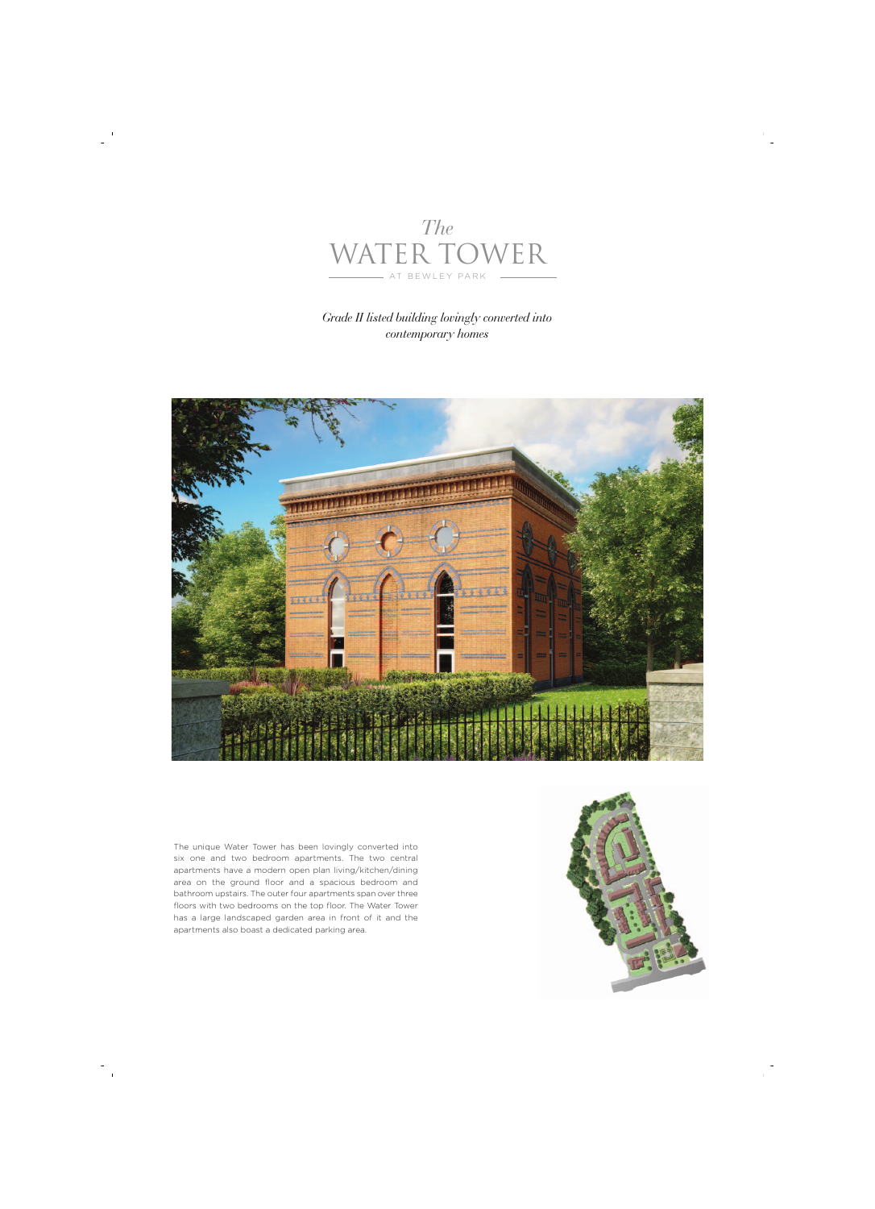*The*

# WATER TOWER

AT BEWLEY PARK

*Grade II listed building lovingly converted into contemporary homes*

The unique Water Tower has been lovingly converted into six one and two bedroom apartments. The two central apartments have a modern open plan living/kitchen/dining area on the ground floor and a spacious bedroom and bathroom upstairs. The outer four apartments span over three floors with two bedrooms on the top floor. The Water Tower has a large landscaped garden area in front of it and the apartments also boast a dedicated parking area.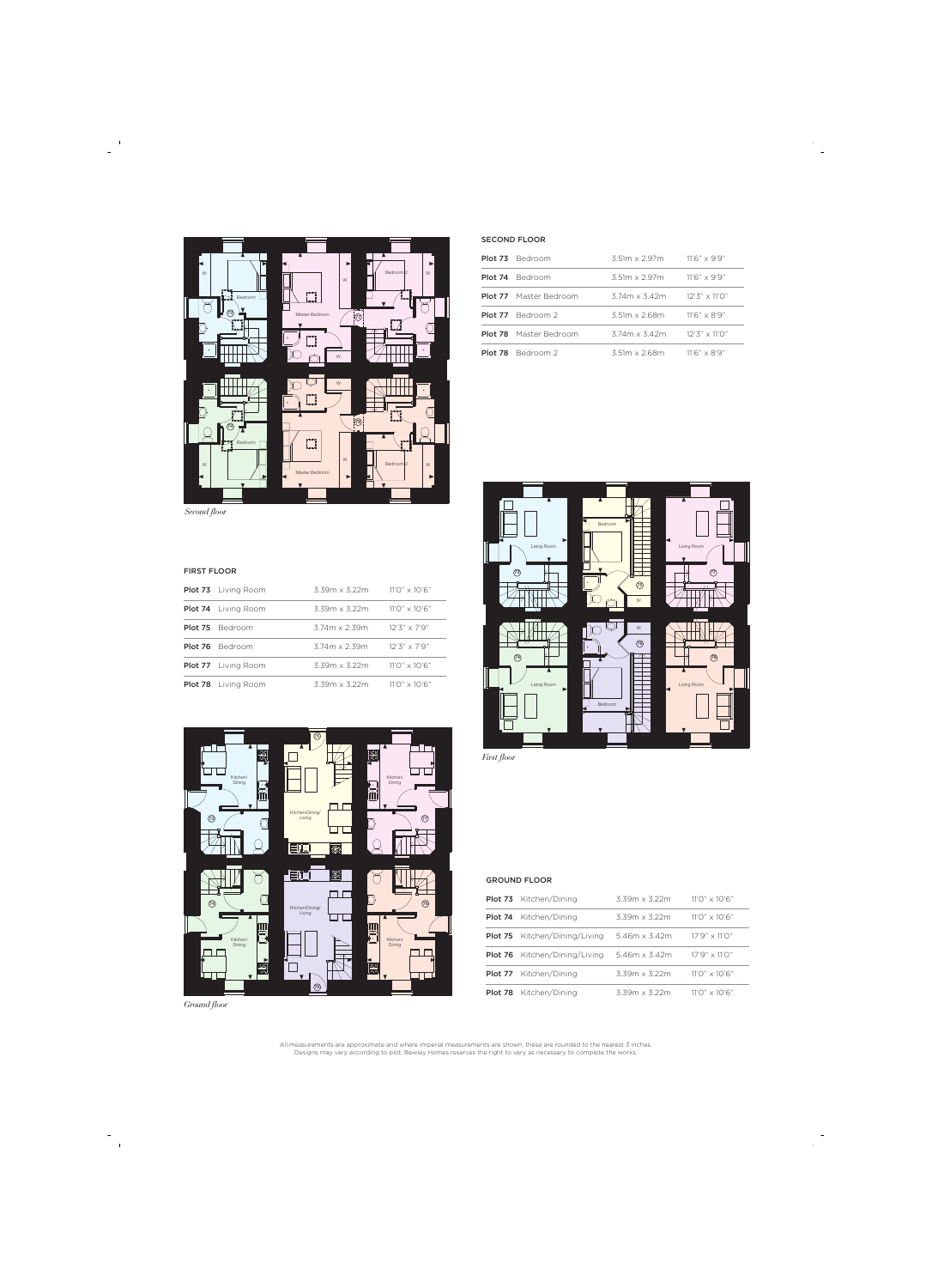*Second floor*

## SECOND FLOOR

| | | | |
|---|---|---|---|
| **Plot 73** | Bedroom | 3.51m x 2.97m | 11'6" x 9'9" |
| **Plot 74** | Bedroom | 3.51m x 2.97m | 11'6" x 9'9" |
| **Plot 77** | Master Bedroom | 3.74m x 3.42m | 12'3" x 11'0" |
| **Plot 77** | Bedroom 2 | 3.51m x 2.68m | 11'6" x 8'9" |
| **Plot 78** | Master Bedroom | 3.74m x 3.42m | 12'3" x 11'0" |
| **Plot 78** | Bedroom 2 | 3.51m x 2.68m | 11'6" x 8'9" |

*First floor*

## FIRST FLOOR

| | | | |
|---|---|---|---|
| **Plot 73** | Living Room | 3.39m x 3.22m | 11'0" x 10'6" |
| **Plot 74** | Living Room | 3.39m x 3.22m | 11'0" x 10'6" |
| **Plot 75** | Bedroom | 3.74m x 2.39m | 12'3" x 7'9" |
| **Plot 76** | Bedroom | 3.74m x 2.39m | 12'3" x 7'9" |
| **Plot 77** | Living Room | 3.39m x 3.22m | 11'0" x 10'6" |
| **Plot 78** | Living Room | 3.39m x 3.22m | 11'0" x 10'6" |

*Ground floor*

## GROUND FLOOR

| | | | |
|---|---|---|---|
| **Plot 73** | Kitchen/Dining | 3.39m x 3.22m | 11'0" x 10'6" |
| **Plot 74** | Kitchen/Dining | 3.39m x 3.22m | 11'0" x 10'6" |
| **Plot 75** | Kitchen/Dining/Living | 5.46m x 3.42m | 17'9" x 11'0" |
| **Plot 76** | Kitchen/Dining/Living | 5.46m x 3.42m | 17'9" x 11'0" |
| **Plot 77** | Kitchen/Dining | 3.39m x 3.22m | 11'0" x 10'6" |
| **Plot 78** | Kitchen/Dining | 3.39m x 3.22m | 11'0" x 10'6" |

All measurements are approximate and where imperial measurements are shown, these are rounded to the nearest 3 inches. Designs may vary according to plot. Bewley Homes reserves the right to vary as necessary to complete the works.